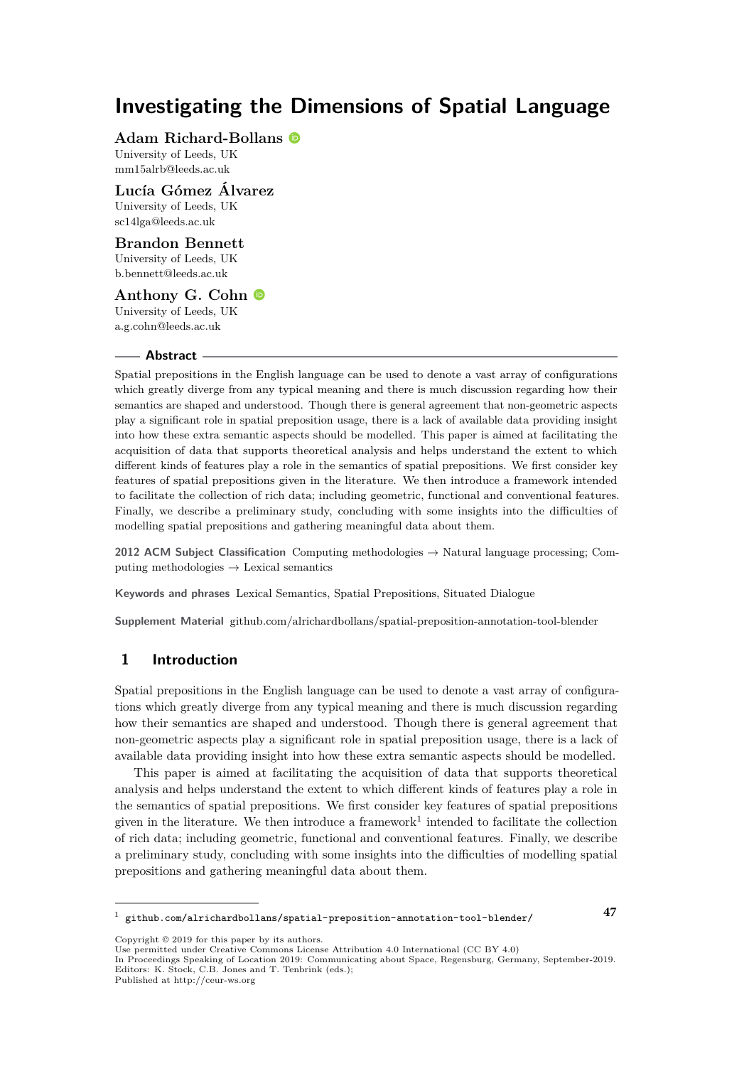# Investigating the Dimensions of Spatial Language

**Adam Richard-Bollans**
University of Leeds, UK
mm15alrb@leeds.ac.uk

**Lucía Gómez Álvarez**
University of Leeds, UK
sc14lga@leeds.ac.uk

**Brandon Bennett**
University of Leeds, UK
b.bennett@leeds.ac.uk

**Anthony G. Cohn**
University of Leeds, UK
a.g.cohn@leeds.ac.uk

## Abstract

Spatial prepositions in the English language can be used to denote a vast array of configurations which greatly diverge from any typical meaning and there is much discussion regarding how their semantics are shaped and understood. Though there is general agreement that non-geometric aspects play a significant role in spatial preposition usage, there is a lack of available data providing insight into how these extra semantic aspects should be modelled. This paper is aimed at facilitating the acquisition of data that supports theoretical analysis and helps understand the extent to which different kinds of features play a role in the semantics of spatial prepositions. We first consider key features of spatial prepositions given in the literature. We then introduce a framework intended to facilitate the collection of rich data; including geometric, functional and conventional features. Finally, we describe a preliminary study, concluding with some insights into the difficulties of modelling spatial prepositions and gathering meaningful data about them.

**2012 ACM Subject Classification** Computing methodologies → Natural language processing; Computing methodologies → Lexical semantics

**Keywords and phrases** Lexical Semantics, Spatial Prepositions, Situated Dialogue

**Supplement Material** github.com/alrichardbollans/spatial-preposition-annotation-tool-blender

## 1 Introduction

Spatial prepositions in the English language can be used to denote a vast array of configurations which greatly diverge from any typical meaning and there is much discussion regarding how their semantics are shaped and understood. Though there is general agreement that non-geometric aspects play a significant role in spatial preposition usage, there is a lack of available data providing insight into how these extra semantic aspects should be modelled.

This paper is aimed at facilitating the acquisition of data that supports theoretical analysis and helps understand the extent to which different kinds of features play a role in the semantics of spatial prepositions. We first consider key features of spatial prepositions given in the literature. We then introduce a framework[1] intended to facilitate the collection of rich data; including geometric, functional and conventional features. Finally, we describe a preliminary study, concluding with some insights into the difficulties of modelling spatial prepositions and gathering meaningful data about them.

[1] `github.com/alrichardbollans/spatial-preposition-annotation-tool-blender/`

Copyright © 2019 for this paper by its authors.
Use permitted under Creative Commons License Attribution 4.0 International (CC BY 4.0)
In Proceedings Speaking of Location 2019: Communicating about Space, Regensburg, Germany, September-2019.
Editors: K. Stock, C.B. Jones and T. Tenbrink (eds.);
Published at http://ceur-ws.org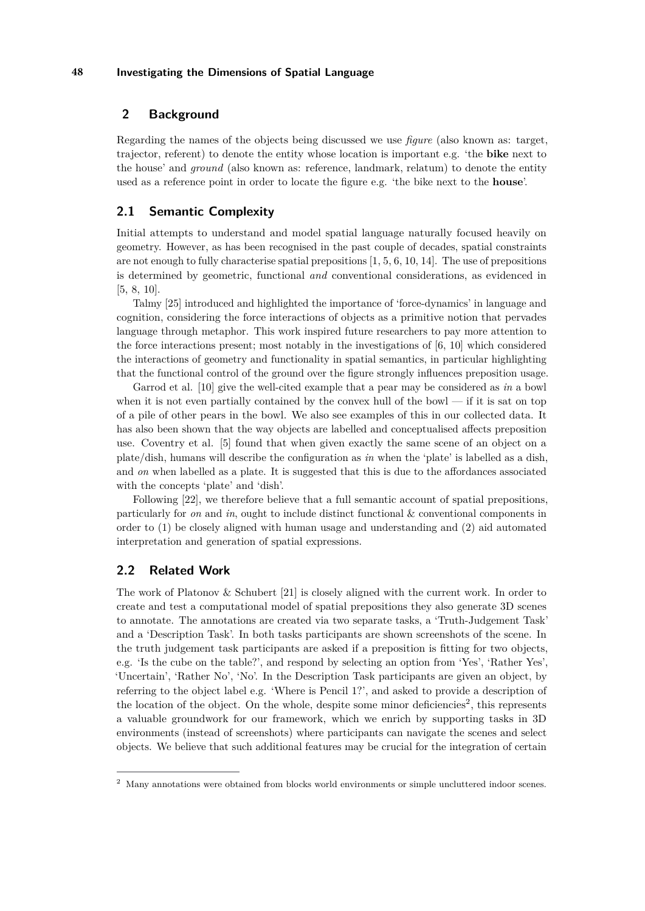## 2 Background

Regarding the names of the objects being discussed we use *figure* (also known as: target, trajector, referent) to denote the entity whose location is important e.g. 'the **bike** next to the house' and *ground* (also known as: reference, landmark, relatum) to denote the entity used as a reference point in order to locate the figure e.g. 'the bike next to the **house**'.

### 2.1 Semantic Complexity

Initial attempts to understand and model spatial language naturally focused heavily on geometry. However, as has been recognised in the past couple of decades, spatial constraints are not enough to fully characterise spatial prepositions [1, 5, 6, 10, 14]. The use of prepositions is determined by geometric, functional *and* conventional considerations, as evidenced in [5, 8, 10].

Talmy [25] introduced and highlighted the importance of 'force-dynamics' in language and cognition, considering the force interactions of objects as a primitive notion that pervades language through metaphor. This work inspired future researchers to pay more attention to the force interactions present; most notably in the investigations of [6, 10] which considered the interactions of geometry and functionality in spatial semantics, in particular highlighting that the functional control of the ground over the figure strongly influences preposition usage.

Garrod et al. [10] give the well-cited example that a pear may be considered as *in* a bowl when it is not even partially contained by the convex hull of the bowl — if it is sat on top of a pile of other pears in the bowl. We also see examples of this in our collected data. It has also been shown that the way objects are labelled and conceptualised affects preposition use. Coventry et al. [5] found that when given exactly the same scene of an object on a plate/dish, humans will describe the configuration as *in* when the 'plate' is labelled as a dish, and *on* when labelled as a plate. It is suggested that this is due to the affordances associated with the concepts 'plate' and 'dish'.

Following [22], we therefore believe that a full semantic account of spatial prepositions, particularly for *on* and *in*, ought to include distinct functional & conventional components in order to (1) be closely aligned with human usage and understanding and (2) aid automated interpretation and generation of spatial expressions.

### 2.2 Related Work

The work of Platonov & Schubert [21] is closely aligned with the current work. In order to create and test a computational model of spatial prepositions they also generate 3D scenes to annotate. The annotations are created via two separate tasks, a 'Truth-Judgement Task' and a 'Description Task'. In both tasks participants are shown screenshots of the scene. In the truth judgement task participants are asked if a preposition is fitting for two objects, e.g. 'Is the cube on the table?', and respond by selecting an option from 'Yes', 'Rather Yes', 'Uncertain', 'Rather No', 'No'. In the Description Task participants are given an object, by referring to the object label e.g. 'Where is Pencil 1?', and asked to provide a description of the location of the object. On the whole, despite some minor deficiencies[2], this represents a valuable groundwork for our framework, which we enrich by supporting tasks in 3D environments (instead of screenshots) where participants can navigate the scenes and select objects. We believe that such additional features may be crucial for the integration of certain

[2] Many annotations were obtained from blocks world environments or simple uncluttered indoor scenes.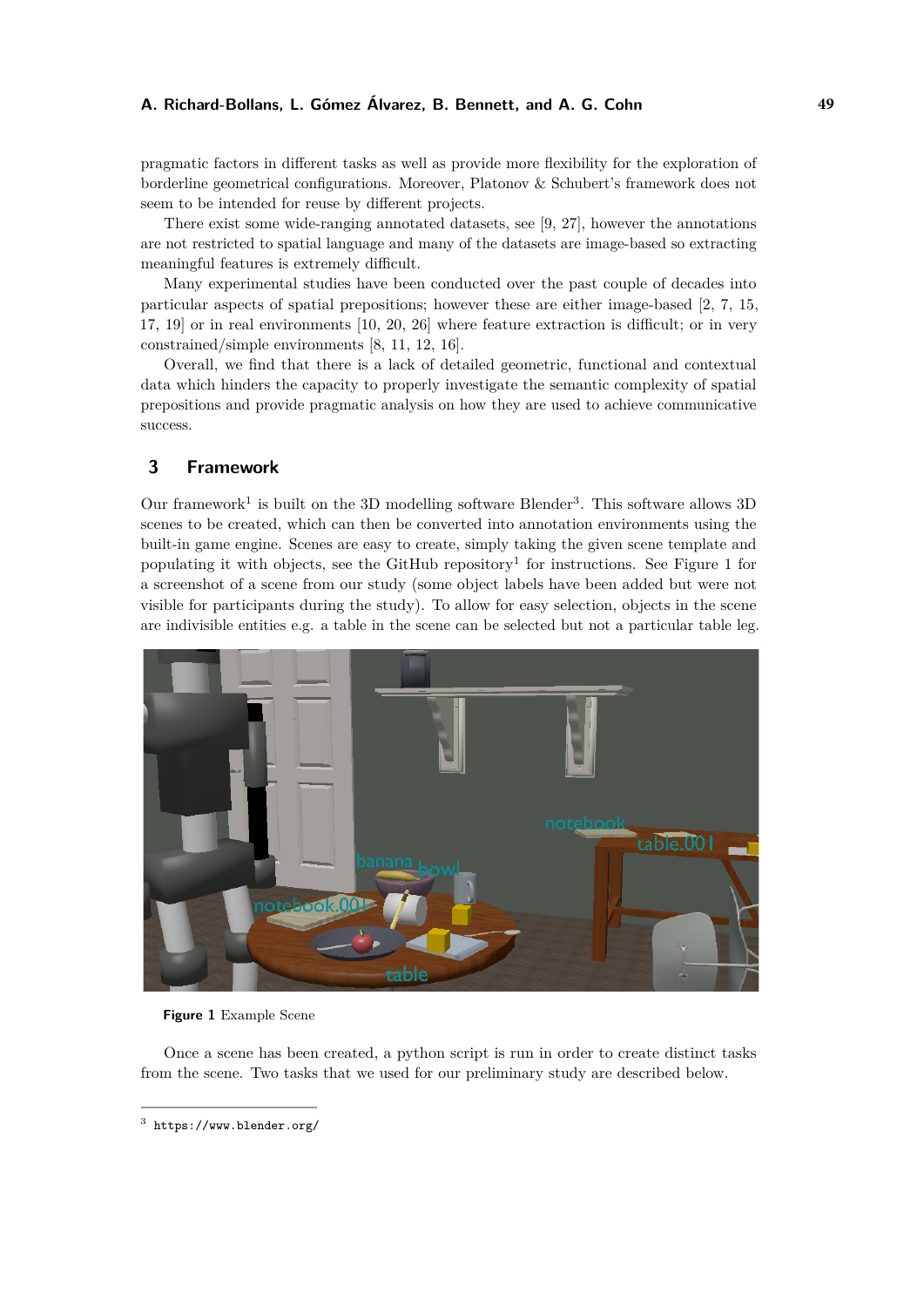pragmatic factors in different tasks as well as provide more flexibility for the exploration of borderline geometrical configurations. Moreover, Platonov & Schubert's framework does not seem to be intended for reuse by different projects.

There exist some wide-ranging annotated datasets, see [9, 27], however the annotations are not restricted to spatial language and many of the datasets are image-based so extracting meaningful features is extremely difficult.

Many experimental studies have been conducted over the past couple of decades into particular aspects of spatial prepositions; however these are either image-based [2, 7, 15, 17, 19] or in real environments [10, 20, 26] where feature extraction is difficult; or in very constrained/simple environments [8, 11, 12, 16].

Overall, we find that there is a lack of detailed geometric, functional and contextual data which hinders the capacity to properly investigate the semantic complexity of spatial prepositions and provide pragmatic analysis on how they are used to achieve communicative success.

## 3 Framework

Our framework[1] is built on the 3D modelling software Blender[3]. This software allows 3D scenes to be created, which can then be converted into annotation environments using the built-in game engine. Scenes are easy to create, simply taking the given scene template and populating it with objects, see the GitHub repository[1] for instructions. See Figure 1 for a screenshot of a scene from our study (some object labels have been added but were not visible for participants during the study). To allow for easy selection, objects in the scene are indivisible entities e.g. a table in the scene can be selected but not a particular table leg.

**Figure 1** Example Scene

Once a scene has been created, a python script is run in order to create distinct tasks from the scene. Two tasks that we used for our preliminary study are described below.

[3] https://www.blender.org/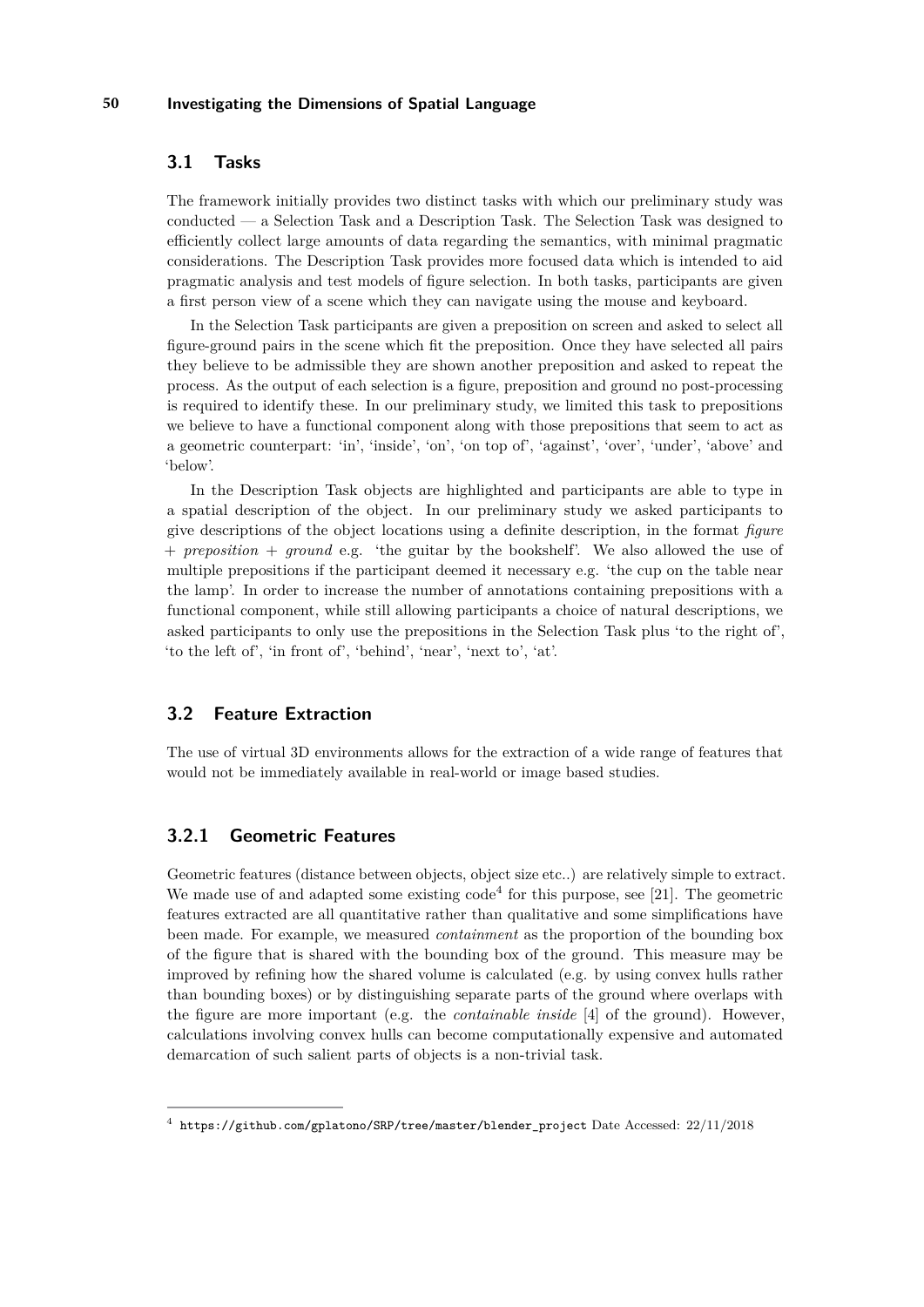## 3.1 Tasks

The framework initially provides two distinct tasks with which our preliminary study was conducted — a Selection Task and a Description Task. The Selection Task was designed to efficiently collect large amounts of data regarding the semantics, with minimal pragmatic considerations. The Description Task provides more focused data which is intended to aid pragmatic analysis and test models of figure selection. In both tasks, participants are given a first person view of a scene which they can navigate using the mouse and keyboard.

In the Selection Task participants are given a preposition on screen and asked to select all figure-ground pairs in the scene which fit the preposition. Once they have selected all pairs they believe to be admissible they are shown another preposition and asked to repeat the process. As the output of each selection is a figure, preposition and ground no post-processing is required to identify these. In our preliminary study, we limited this task to prepositions we believe to have a functional component along with those prepositions that seem to act as a geometric counterpart: 'in', 'inside', 'on', 'on top of', 'against', 'over', 'under', 'above' and 'below'.

In the Description Task objects are highlighted and participants are able to type in a spatial description of the object. In our preliminary study we asked participants to give descriptions of the object locations using a definite description, in the format *figure + preposition + ground* e.g. 'the guitar by the bookshelf'. We also allowed the use of multiple prepositions if the participant deemed it necessary e.g. 'the cup on the table near the lamp'. In order to increase the number of annotations containing prepositions with a functional component, while still allowing participants a choice of natural descriptions, we asked participants to only use the prepositions in the Selection Task plus 'to the right of', 'to the left of', 'in front of', 'behind', 'near', 'next to', 'at'.

## 3.2 Feature Extraction

The use of virtual 3D environments allows for the extraction of a wide range of features that would not be immediately available in real-world or image based studies.

### 3.2.1 Geometric Features

Geometric features (distance between objects, object size etc..) are relatively simple to extract. We made use of and adapted some existing code[4] for this purpose, see [21]. The geometric features extracted are all quantitative rather than qualitative and some simplifications have been made. For example, we measured *containment* as the proportion of the bounding box of the figure that is shared with the bounding box of the ground. This measure may be improved by refining how the shared volume is calculated (e.g. by using convex hulls rather than bounding boxes) or by distinguishing separate parts of the ground where overlaps with the figure are more important (e.g. the *containable inside* [4] of the ground). However, calculations involving convex hulls can become computationally expensive and automated demarcation of such salient parts of objects is a non-trivial task.

---

[4] https://github.com/gplatono/SRP/tree/master/blender_project Date Accessed: 22/11/2018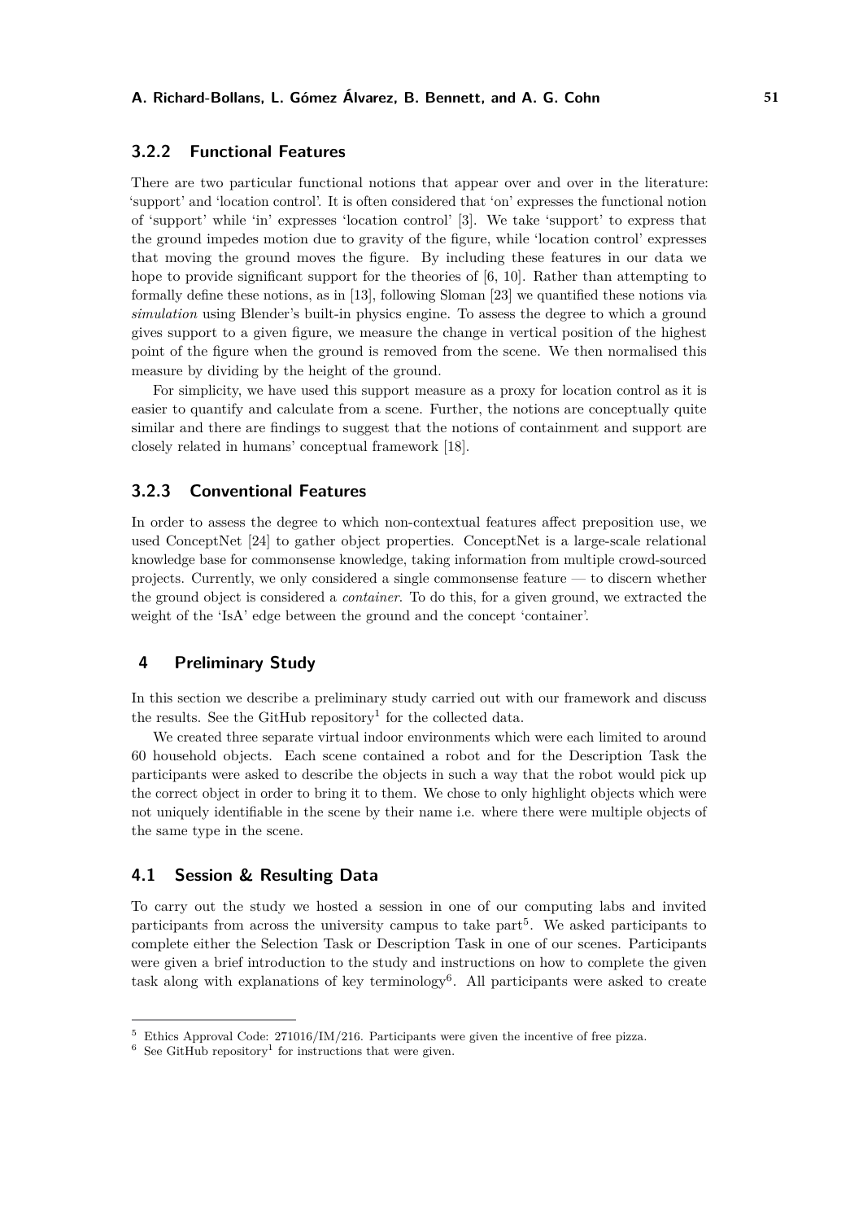### 3.2.2 Functional Features

There are two particular functional notions that appear over and over in the literature: 'support' and 'location control'. It is often considered that 'on' expresses the functional notion of 'support' while 'in' expresses 'location control' [3]. We take 'support' to express that the ground impedes motion due to gravity of the figure, while 'location control' expresses that moving the ground moves the figure. By including these features in our data we hope to provide significant support for the theories of [6, 10]. Rather than attempting to formally define these notions, as in [13], following Sloman [23] we quantified these notions via *simulation* using Blender's built-in physics engine. To assess the degree to which a ground gives support to a given figure, we measure the change in vertical position of the highest point of the figure when the ground is removed from the scene. We then normalised this measure by dividing by the height of the ground.

For simplicity, we have used this support measure as a proxy for location control as it is easier to quantify and calculate from a scene. Further, the notions are conceptually quite similar and there are findings to suggest that the notions of containment and support are closely related in humans' conceptual framework [18].

### 3.2.3 Conventional Features

In order to assess the degree to which non-contextual features affect preposition use, we used ConceptNet [24] to gather object properties. ConceptNet is a large-scale relational knowledge base for commonsense knowledge, taking information from multiple crowd-sourced projects. Currently, we only considered a single commonsense feature — to discern whether the ground object is considered a *container*. To do this, for a given ground, we extracted the weight of the 'IsA' edge between the ground and the concept 'container'.

## 4 Preliminary Study

In this section we describe a preliminary study carried out with our framework and discuss the results. See the GitHub repository[1] for the collected data.

We created three separate virtual indoor environments which were each limited to around 60 household objects. Each scene contained a robot and for the Description Task the participants were asked to describe the objects in such a way that the robot would pick up the correct object in order to bring it to them. We chose to only highlight objects which were not uniquely identifiable in the scene by their name i.e. where there were multiple objects of the same type in the scene.

### 4.1 Session & Resulting Data

To carry out the study we hosted a session in one of our computing labs and invited participants from across the university campus to take part[5]. We asked participants to complete either the Selection Task or Description Task in one of our scenes. Participants were given a brief introduction to the study and instructions on how to complete the given task along with explanations of key terminology[6]. All participants were asked to create

[5] Ethics Approval Code: 271016/IM/216. Participants were given the incentive of free pizza.

[6] See GitHub repository[1] for instructions that were given.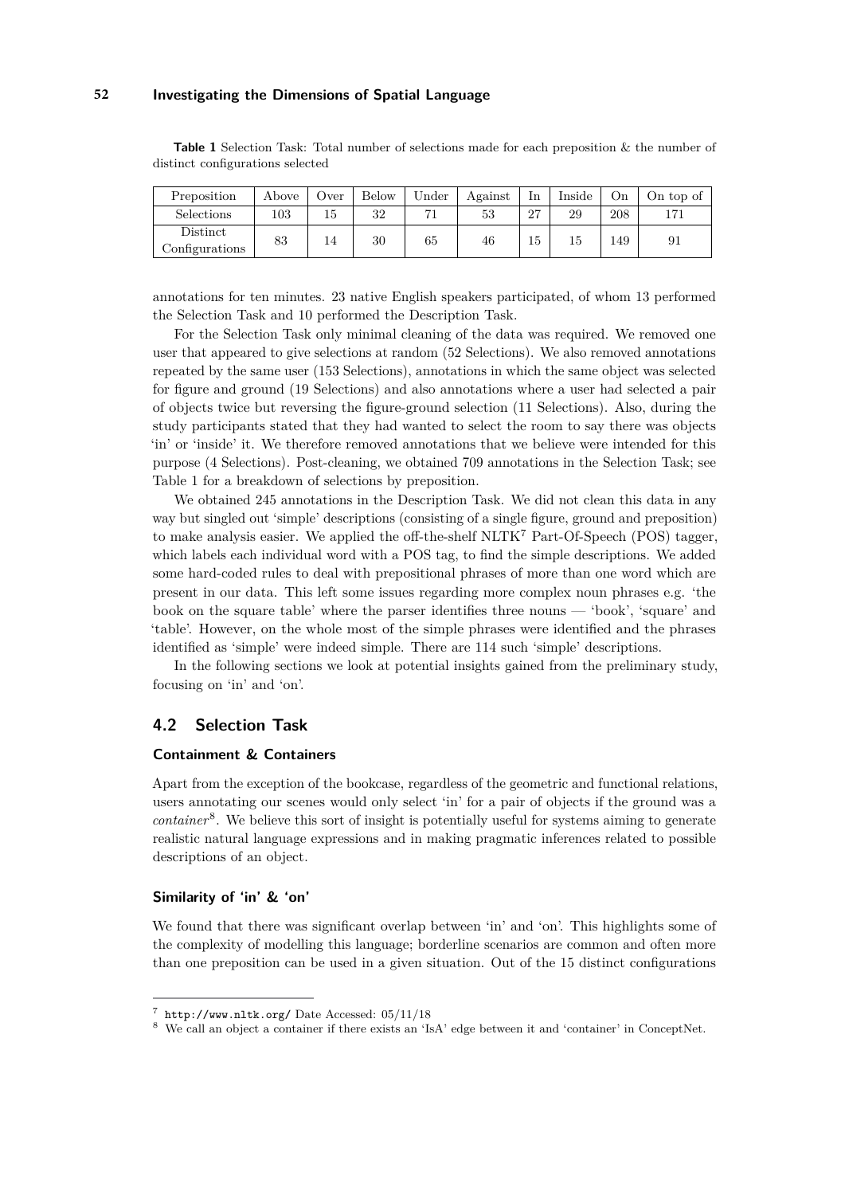**Table 1** Selection Task: Total number of selections made for each preposition & the number of distinct configurations selected

| Preposition | Above | Over | Below | Under | Against | In | Inside | On | On top of |
|---|---|---|---|---|---|---|---|---|---|
| Selections | 103 | 15 | 32 | 71 | 53 | 27 | 29 | 208 | 171 |
| Distinct Configurations | 83 | 14 | 30 | 65 | 46 | 15 | 15 | 149 | 91 |

annotations for ten minutes. 23 native English speakers participated, of whom 13 performed the Selection Task and 10 performed the Description Task.

For the Selection Task only minimal cleaning of the data was required. We removed one user that appeared to give selections at random (52 Selections). We also removed annotations repeated by the same user (153 Selections), annotations in which the same object was selected for figure and ground (19 Selections) and also annotations where a user had selected a pair of objects twice but reversing the figure-ground selection (11 Selections). Also, during the study participants stated that they had wanted to select the room to say there was objects 'in' or 'inside' it. We therefore removed annotations that we believe were intended for this purpose (4 Selections). Post-cleaning, we obtained 709 annotations in the Selection Task; see Table 1 for a breakdown of selections by preposition.

We obtained 245 annotations in the Description Task. We did not clean this data in any way but singled out 'simple' descriptions (consisting of a single figure, ground and preposition) to make analysis easier. We applied the off-the-shelf NLTK[7] Part-Of-Speech (POS) tagger, which labels each individual word with a POS tag, to find the simple descriptions. We added some hard-coded rules to deal with prepositional phrases of more than one word which are present in our data. This left some issues regarding more complex noun phrases e.g. 'the book on the square table' where the parser identifies three nouns — 'book', 'square' and 'table'. However, on the whole most of the simple phrases were identified and the phrases identified as 'simple' were indeed simple. There are 114 such 'simple' descriptions.

In the following sections we look at potential insights gained from the preliminary study, focusing on 'in' and 'on'.

## 4.2 Selection Task

#### Containment & Containers

Apart from the exception of the bookcase, regardless of the geometric and functional relations, users annotating our scenes would only select 'in' for a pair of objects if the ground was a *container*[8]. We believe this sort of insight is potentially useful for systems aiming to generate realistic natural language expressions and in making pragmatic inferences related to possible descriptions of an object.

#### Similarity of 'in' & 'on'

We found that there was significant overlap between 'in' and 'on'. This highlights some of the complexity of modelling this language; borderline scenarios are common and often more than one preposition can be used in a given situation. Out of the 15 distinct configurations

[7] http://www.nltk.org/ Date Accessed: 05/11/18

[8] We call an object a container if there exists an 'IsA' edge between it and 'container' in ConceptNet.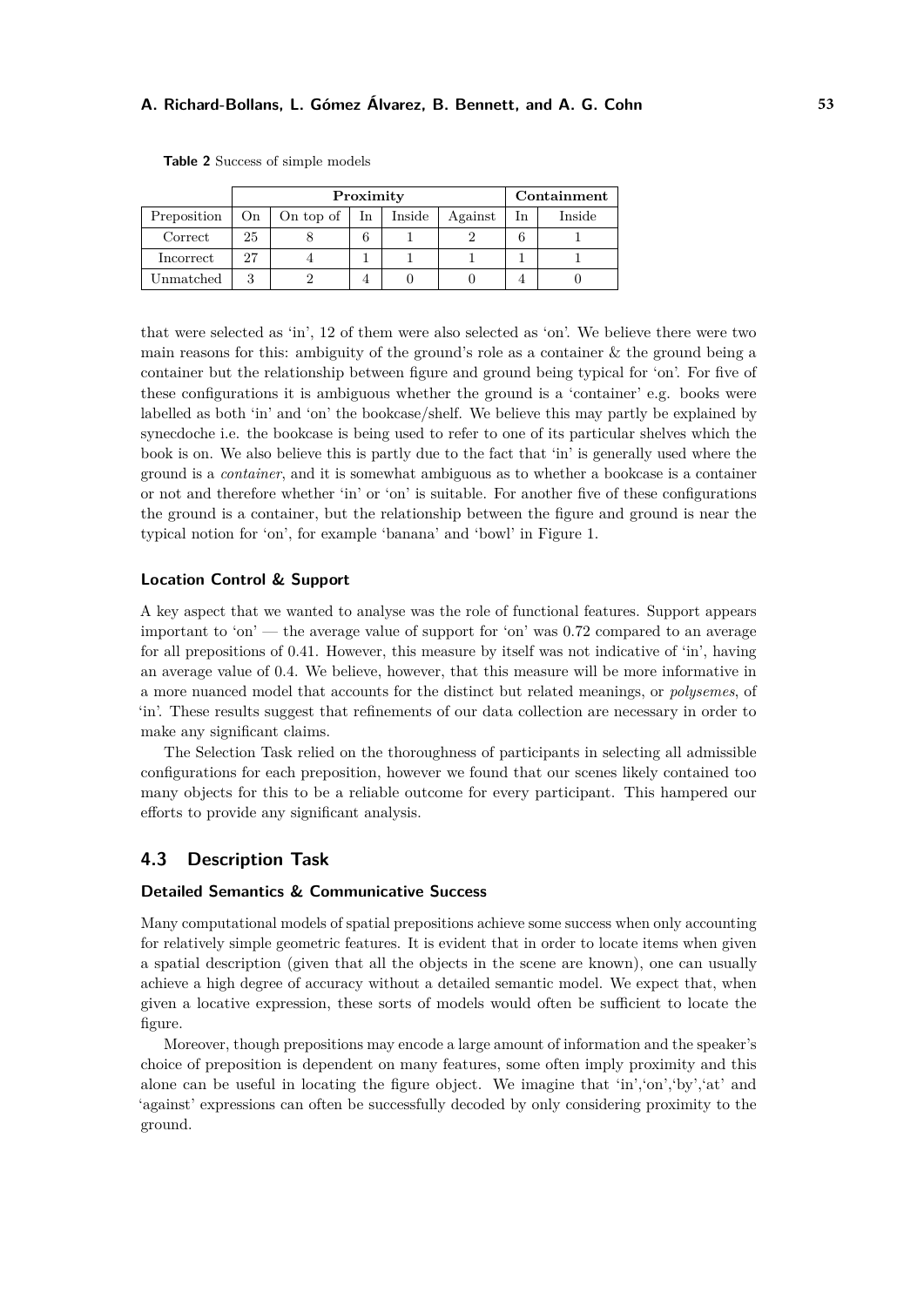**Table 2** Success of simple models

| | Proximity | | | | | Containment | |
|---|---|---|---|---|---|---|---|
| Preposition | On | On top of | In | Inside | Against | In | Inside |
| Correct | 25 | 8 | 6 | 1 | 2 | 6 | 1 |
| Incorrect | 27 | 4 | 1 | 1 | 1 | 1 | 1 |
| Unmatched | 3 | 2 | 4 | 0 | 0 | 4 | 0 |

that were selected as 'in', 12 of them were also selected as 'on'. We believe there were two main reasons for this: ambiguity of the ground's role as a container & the ground being a container but the relationship between figure and ground being typical for 'on'. For five of these configurations it is ambiguous whether the ground is a 'container' e.g. books were labelled as both 'in' and 'on' the bookcase/shelf. We believe this may partly be explained by synecdoche i.e. the bookcase is being used to refer to one of its particular shelves which the book is on. We also believe this is partly due to the fact that 'in' is generally used where the ground is a *container*, and it is somewhat ambiguous as to whether a bookcase is a container or not and therefore whether 'in' or 'on' is suitable. For another five of these configurations the ground is a container, but the relationship between the figure and ground is near the typical notion for 'on', for example 'banana' and 'bowl' in Figure 1.

#### Location Control & Support

A key aspect that we wanted to analyse was the role of functional features. Support appears important to 'on' — the average value of support for 'on' was 0.72 compared to an average for all prepositions of 0.41. However, this measure by itself was not indicative of 'in', having an average value of 0.4. We believe, however, that this measure will be more informative in a more nuanced model that accounts for the distinct but related meanings, or *polysemes*, of 'in'. These results suggest that refinements of our data collection are necessary in order to make any significant claims.

The Selection Task relied on the thoroughness of participants in selecting all admissible configurations for each preposition, however we found that our scenes likely contained too many objects for this to be a reliable outcome for every participant. This hampered our efforts to provide any significant analysis.

### 4.3 Description Task

#### Detailed Semantics & Communicative Success

Many computational models of spatial prepositions achieve some success when only accounting for relatively simple geometric features. It is evident that in order to locate items when given a spatial description (given that all the objects in the scene are known), one can usually achieve a high degree of accuracy without a detailed semantic model. We expect that, when given a locative expression, these sorts of models would often be sufficient to locate the figure.

Moreover, though prepositions may encode a large amount of information and the speaker's choice of preposition is dependent on many features, some often imply proximity and this alone can be useful in locating the figure object. We imagine that 'in','on','by','at' and 'against' expressions can often be successfully decoded by only considering proximity to the ground.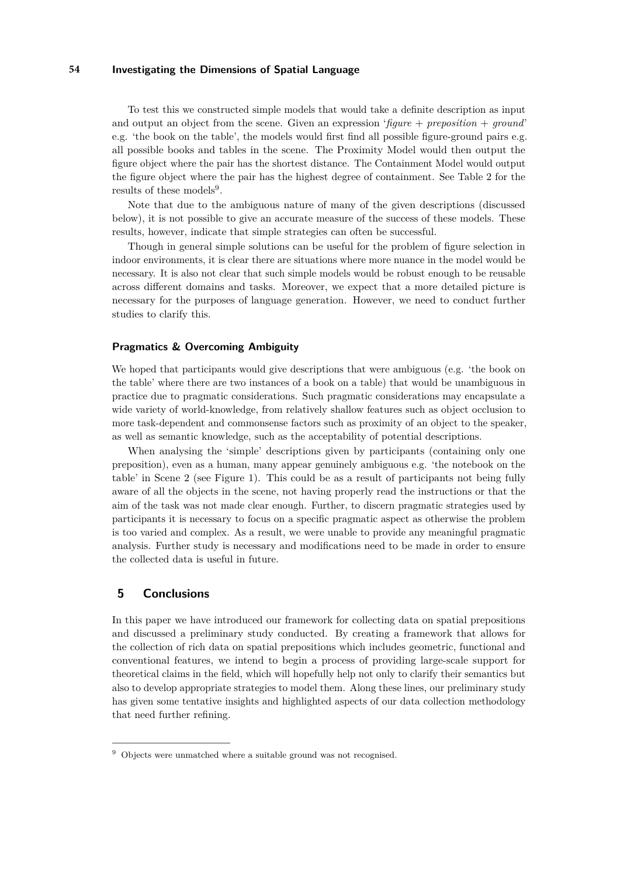To test this we constructed simple models that would take a definite description as input and output an object from the scene. Given an expression '*figure + preposition + ground*' e.g. 'the book on the table', the models would first find all possible figure-ground pairs e.g. all possible books and tables in the scene. The Proximity Model would then output the figure object where the pair has the shortest distance. The Containment Model would output the figure object where the pair has the highest degree of containment. See Table 2 for the results of these models[9].

Note that due to the ambiguous nature of many of the given descriptions (discussed below), it is not possible to give an accurate measure of the success of these models. These results, however, indicate that simple strategies can often be successful.

Though in general simple solutions can be useful for the problem of figure selection in indoor environments, it is clear there are situations where more nuance in the model would be necessary. It is also not clear that such simple models would be robust enough to be reusable across different domains and tasks. Moreover, we expect that a more detailed picture is necessary for the purposes of language generation. However, we need to conduct further studies to clarify this.

### Pragmatics & Overcoming Ambiguity

We hoped that participants would give descriptions that were ambiguous (e.g. 'the book on the table' where there are two instances of a book on a table) that would be unambiguous in practice due to pragmatic considerations. Such pragmatic considerations may encapsulate a wide variety of world-knowledge, from relatively shallow features such as object occlusion to more task-dependent and commonsense factors such as proximity of an object to the speaker, as well as semantic knowledge, such as the acceptability of potential descriptions.

When analysing the 'simple' descriptions given by participants (containing only one preposition), even as a human, many appear genuinely ambiguous e.g. 'the notebook on the table' in Scene 2 (see Figure 1). This could be as a result of participants not being fully aware of all the objects in the scene, not having properly read the instructions or that the aim of the task was not made clear enough. Further, to discern pragmatic strategies used by participants it is necessary to focus on a specific pragmatic aspect as otherwise the problem is too varied and complex. As a result, we were unable to provide any meaningful pragmatic analysis. Further study is necessary and modifications need to be made in order to ensure the collected data is useful in future.

## 5 Conclusions

In this paper we have introduced our framework for collecting data on spatial prepositions and discussed a preliminary study conducted. By creating a framework that allows for the collection of rich data on spatial prepositions which includes geometric, functional and conventional features, we intend to begin a process of providing large-scale support for theoretical claims in the field, which will hopefully help not only to clarify their semantics but also to develop appropriate strategies to model them. Along these lines, our preliminary study has given some tentative insights and highlighted aspects of our data collection methodology that need further refining.

[9] Objects were unmatched where a suitable ground was not recognised.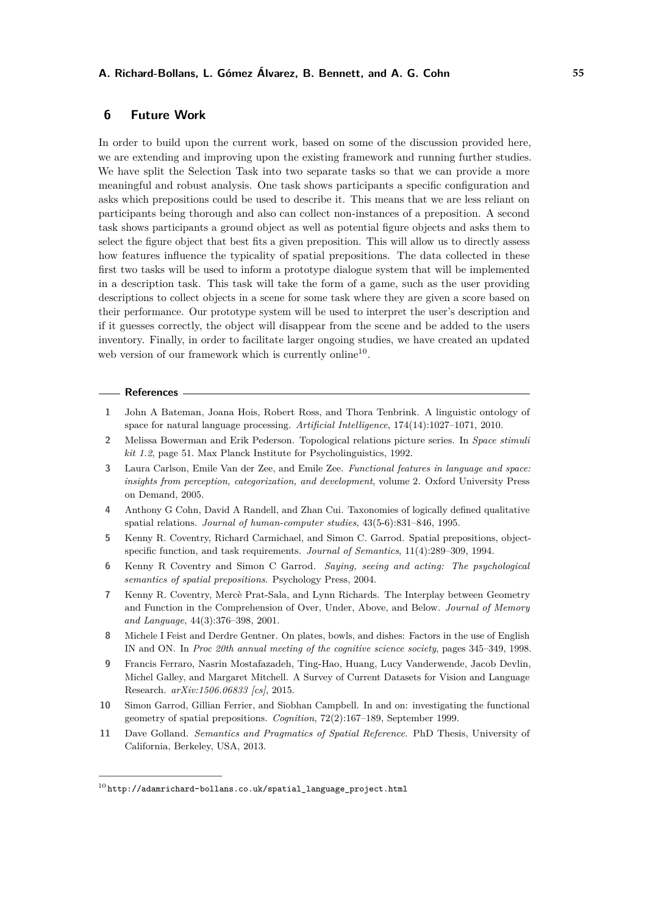## 6 Future Work

In order to build upon the current work, based on some of the discussion provided here, we are extending and improving upon the existing framework and running further studies. We have split the Selection Task into two separate tasks so that we can provide a more meaningful and robust analysis. One task shows participants a specific configuration and asks which prepositions could be used to describe it. This means that we are less reliant on participants being thorough and also can collect non-instances of a preposition. A second task shows participants a ground object as well as potential figure objects and asks them to select the figure object that best fits a given preposition. This will allow us to directly assess how features influence the typicality of spatial prepositions. The data collected in these first two tasks will be used to inform a prototype dialogue system that will be implemented in a description task. This task will take the form of a game, such as the user providing descriptions to collect objects in a scene for some task where they are given a score based on their performance. Our prototype system will be used to interpret the user's description and if it guesses correctly, the object will disappear from the scene and be added to the users inventory. Finally, in order to facilitate larger ongoing studies, we have created an updated web version of our framework which is currently online[10].

### References

1. John A Bateman, Joana Hois, Robert Ross, and Thora Tenbrink. A linguistic ontology of space for natural language processing. *Artificial Intelligence*, 174(14):1027–1071, 2010.
2. Melissa Bowerman and Erik Pederson. Topological relations picture series. In *Space stimuli kit 1.2*, page 51. Max Planck Institute for Psycholinguistics, 1992.
3. Laura Carlson, Emile Van der Zee, and Emile Zee. *Functional features in language and space: insights from perception, categorization, and development*, volume 2. Oxford University Press on Demand, 2005.
4. Anthony G Cohn, David A Randell, and Zhan Cui. Taxonomies of logically defined qualitative spatial relations. *Journal of human-computer studies*, 43(5-6):831–846, 1995.
5. Kenny R. Coventry, Richard Carmichael, and Simon C. Garrod. Spatial prepositions, object-specific function, and task requirements. *Journal of Semantics*, 11(4):289–309, 1994.
6. Kenny R Coventry and Simon C Garrod. *Saying, seeing and acting: The psychological semantics of spatial prepositions*. Psychology Press, 2004.
7. Kenny R. Coventry, Mercè Prat-Sala, and Lynn Richards. The Interplay between Geometry and Function in the Comprehension of Over, Under, Above, and Below. *Journal of Memory and Language*, 44(3):376–398, 2001.
8. Michele I Feist and Dedre Gentner. On plates, bowls, and dishes: Factors in the use of English IN and ON. In *Proc 20th annual meeting of the cognitive science society*, pages 345–349, 1998.
9. Francis Ferraro, Nasrin Mostafazadeh, Ting-Hao, Huang, Lucy Vanderwende, Jacob Devlin, Michel Galley, and Margaret Mitchell. A Survey of Current Datasets for Vision and Language Research. *arXiv:1506.06833 [cs]*, 2015.
10. Simon Garrod, Gillian Ferrier, and Siobhan Campbell. In and on: investigating the functional geometry of spatial prepositions. *Cognition*, 72(2):167–189, September 1999.
11. Dave Golland. *Semantics and Pragmatics of Spatial Reference*. PhD Thesis, University of California, Berkeley, USA, 2013.

[10] http://adamrichard-bollans.co.uk/spatial_language_project.html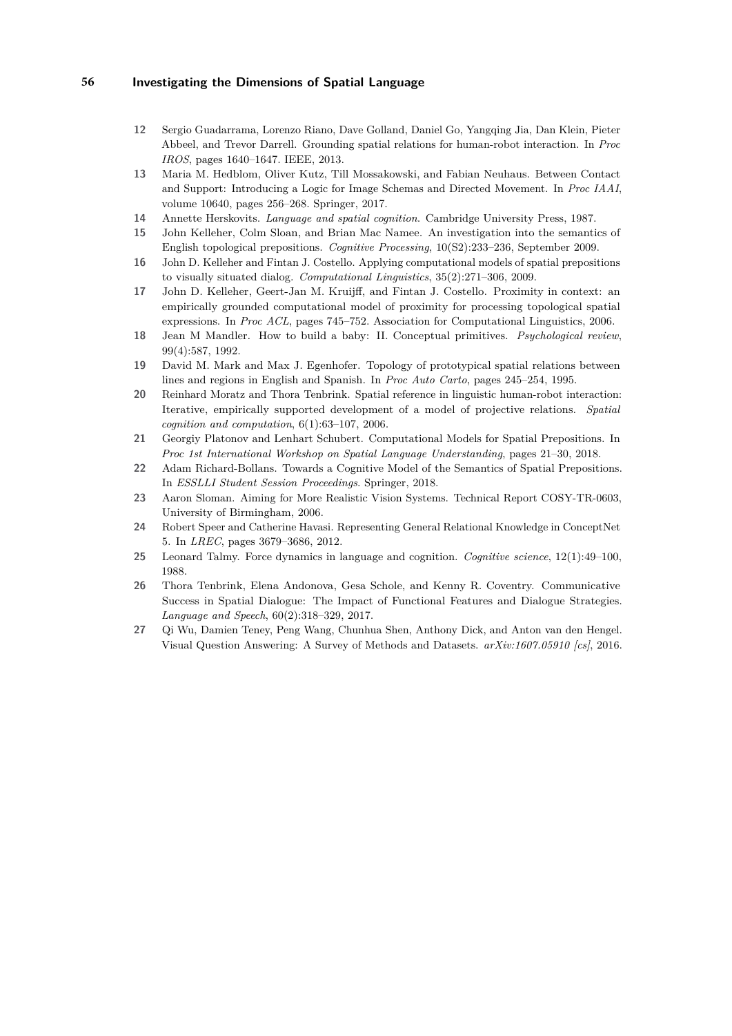12 Sergio Guadarrama, Lorenzo Riano, Dave Golland, Daniel Go, Yangqing Jia, Dan Klein, Pieter Abbeel, and Trevor Darrell. Grounding spatial relations for human-robot interaction. In *Proc IROS*, pages 1640–1647. IEEE, 2013.

13 Maria M. Hedblom, Oliver Kutz, Till Mossakowski, and Fabian Neuhaus. Between Contact and Support: Introducing a Logic for Image Schemas and Directed Movement. In *Proc IAAI*, volume 10640, pages 256–268. Springer, 2017.

14 Annette Herskovits. *Language and spatial cognition*. Cambridge University Press, 1987.

15 John Kelleher, Colm Sloan, and Brian Mac Namee. An investigation into the semantics of English topological prepositions. *Cognitive Processing*, 10(S2):233–236, September 2009.

16 John D. Kelleher and Fintan J. Costello. Applying computational models of spatial prepositions to visually situated dialog. *Computational Linguistics*, 35(2):271–306, 2009.

17 John D. Kelleher, Geert-Jan M. Kruijff, and Fintan J. Costello. Proximity in context: an empirically grounded computational model of proximity for processing topological spatial expressions. In *Proc ACL*, pages 745–752. Association for Computational Linguistics, 2006.

18 Jean M Mandler. How to build a baby: II. Conceptual primitives. *Psychological review*, 99(4):587, 1992.

19 David M. Mark and Max J. Egenhofer. Topology of prototypical spatial relations between lines and regions in English and Spanish. In *Proc Auto Carto*, pages 245–254, 1995.

20 Reinhard Moratz and Thora Tenbrink. Spatial reference in linguistic human-robot interaction: Iterative, empirically supported development of a model of projective relations. *Spatial cognition and computation*, 6(1):63–107, 2006.

21 Georgiy Platonov and Lenhart Schubert. Computational Models for Spatial Prepositions. In *Proc 1st International Workshop on Spatial Language Understanding*, pages 21–30, 2018.

22 Adam Richard-Bollans. Towards a Cognitive Model of the Semantics of Spatial Prepositions. In *ESSLLI Student Session Proceedings*. Springer, 2018.

23 Aaron Sloman. Aiming for More Realistic Vision Systems. Technical Report COSY-TR-0603, University of Birmingham, 2006.

24 Robert Speer and Catherine Havasi. Representing General Relational Knowledge in ConceptNet 5. In *LREC*, pages 3679–3686, 2012.

25 Leonard Talmy. Force dynamics in language and cognition. *Cognitive science*, 12(1):49–100, 1988.

26 Thora Tenbrink, Elena Andonova, Gesa Schole, and Kenny R. Coventry. Communicative Success in Spatial Dialogue: The Impact of Functional Features and Dialogue Strategies. *Language and Speech*, 60(2):318–329, 2017.

27 Qi Wu, Damien Teney, Peng Wang, Chunhua Shen, Anthony Dick, and Anton van den Hengel. Visual Question Answering: A Survey of Methods and Datasets. *arXiv:1607.05910 [cs]*, 2016.